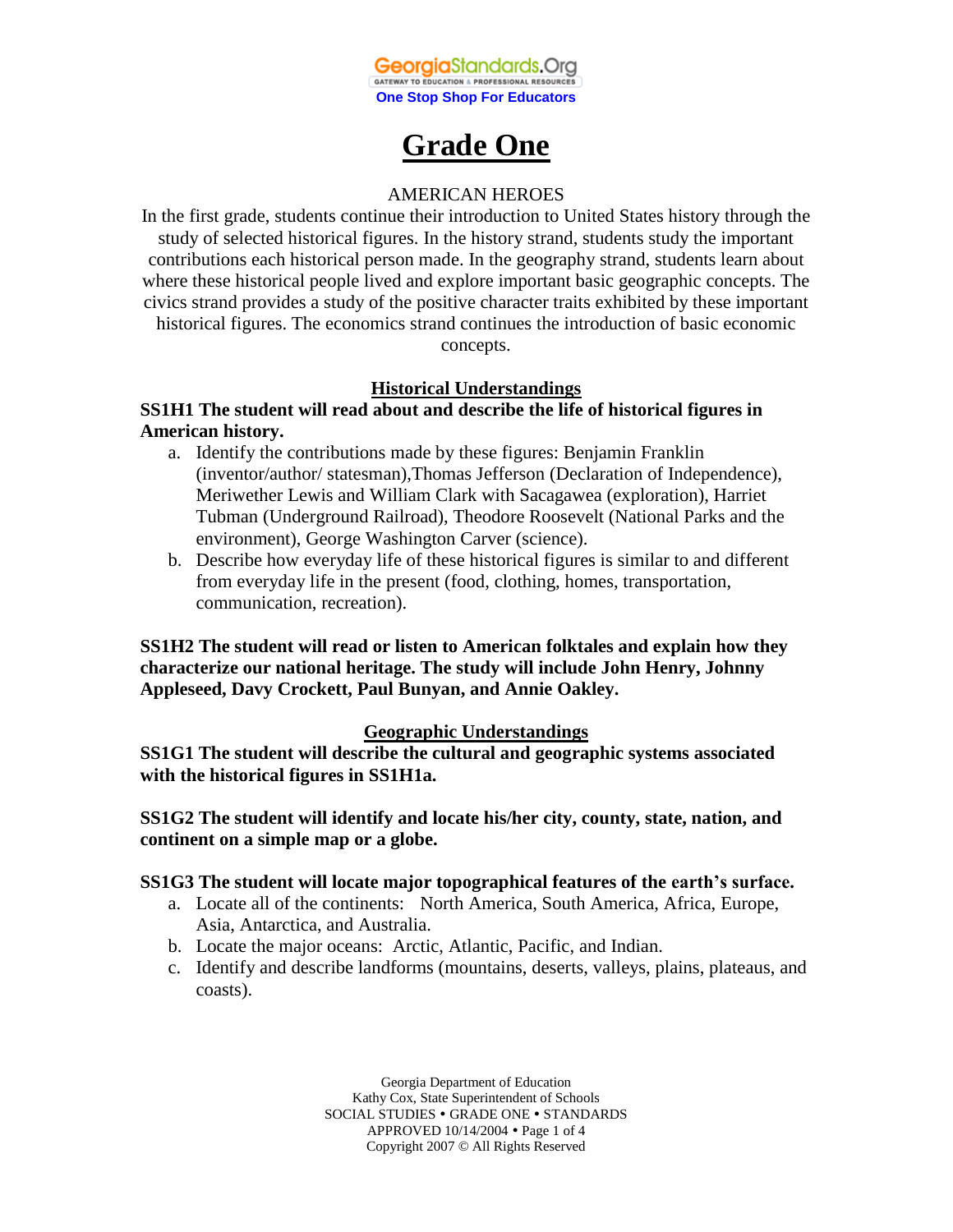# Grade One

AMERICAN HEROES

In the first grade, students continue their introduction to United States history through the study of selected historical figures. In the history strand, students study the important contributions each historical person made. In the geography strand, students learn about where these historical people lived and explore important basic geographic concepts. The civics strand provides a study of the positive character traits exhibited by these important historical figures. The economics strand continues the introduction of basic economic concepts.

## Historical Understandings

**SS1H1 The student will read about and describe the life of historical figures in American history.**

a. Identify the contributions made by these figures: Benjamin Franklin (inventor/author/ statesman),Thomas Jefferson (Declaration of Independence), Meriwether Lewis and William Clark with Sacagawea (exploration), Harriet Tubman (Underground Railroad), Theodore Roosevelt (National Parks and the environment), George Washington Carver (science).
b. Describe how everyday life of these historical figures is similar to and different from everyday life in the present (food, clothing, homes, transportation, communication, recreation).

**SS1H2 The student will read or listen to American folktales and explain how they characterize our national heritage. The study will include John Henry, Johnny Appleseed, Davy Crockett, Paul Bunyan, and Annie Oakley.**

## Geographic Understandings

**SS1G1 The student will describe the cultural and geographic systems associated with the historical figures in SS1H1a.**

**SS1G2 The student will identify and locate his/her city, county, state, nation, and continent on a simple map or a globe.**

**SS1G3 The student will locate major topographical features of the earth's surface.**

a. Locate all of the continents: North America, South America, Africa, Europe, Asia, Antarctica, and Australia.
b. Locate the major oceans: Arctic, Atlantic, Pacific, and Indian.
c. Identify and describe landforms (mountains, deserts, valleys, plains, plateaus, and coasts).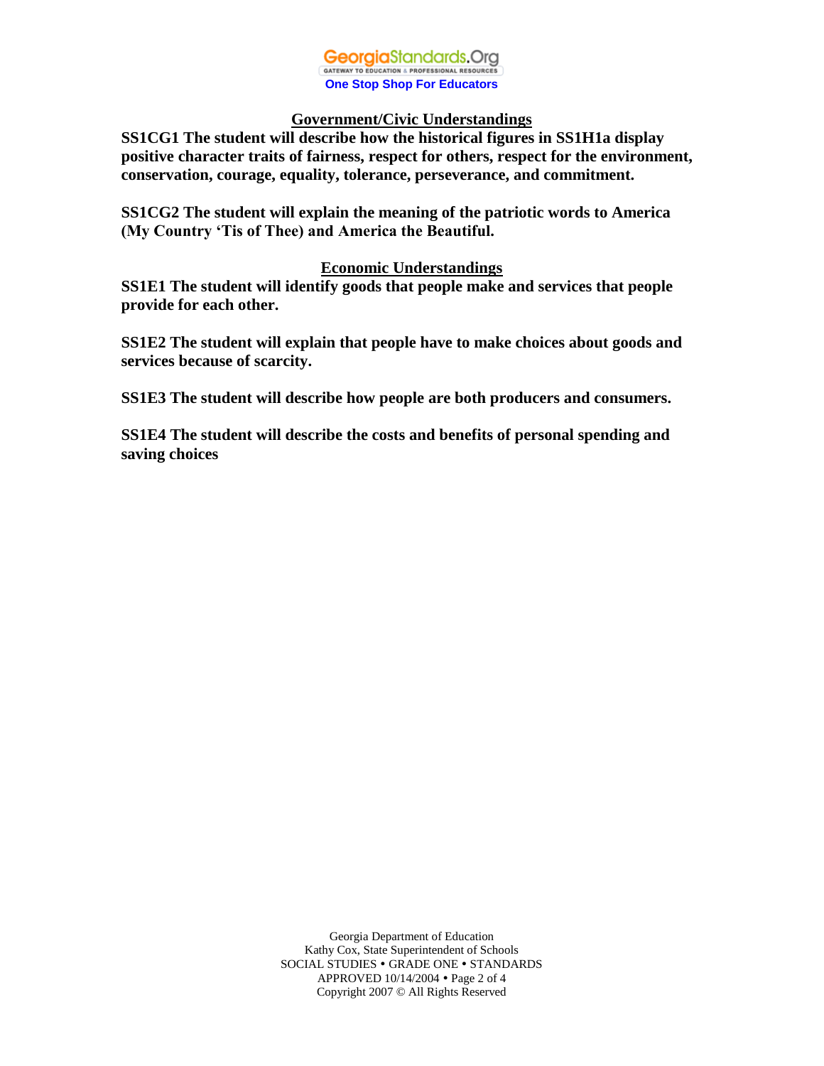## Government/Civic Understandings

**SS1CG1 The student will describe how the historical figures in SS1H1a display positive character traits of fairness, respect for others, respect for the environment, conservation, courage, equality, tolerance, perseverance, and commitment.**

**SS1CG2 The student will explain the meaning of the patriotic words to America (My Country 'Tis of Thee) and America the Beautiful.**

## Economic Understandings

**SS1E1 The student will identify goods that people make and services that people provide for each other.**

**SS1E2 The student will explain that people have to make choices about goods and services because of scarcity.**

**SS1E3 The student will describe how people are both producers and consumers.**

**SS1E4 The student will describe the costs and benefits of personal spending and saving choices**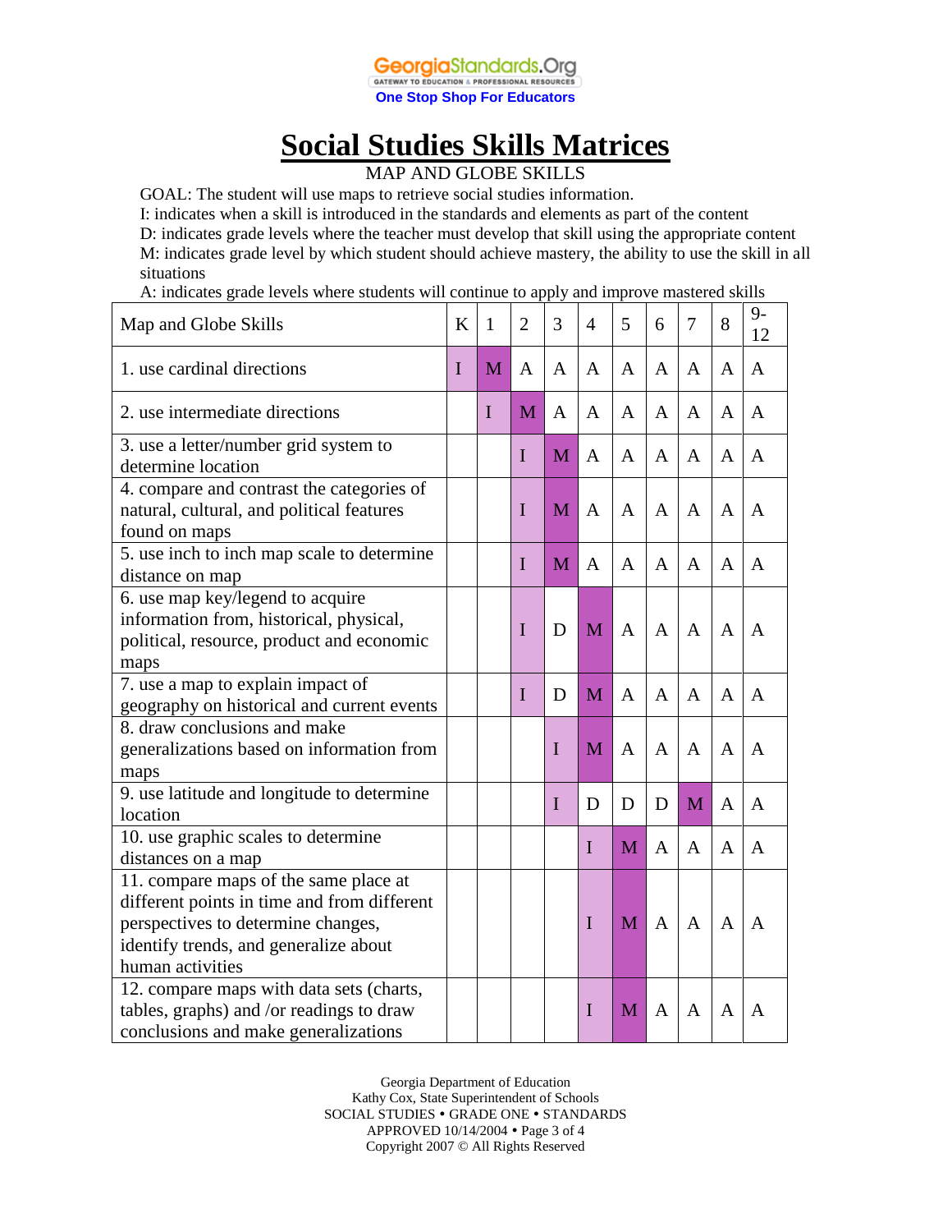# Social Studies Skills Matrices

MAP AND GLOBE SKILLS

GOAL: The student will use maps to retrieve social studies information.
I: indicates when a skill is introduced in the standards and elements as part of the content
D: indicates grade levels where the teacher must develop that skill using the appropriate content
M: indicates grade level by which student should achieve mastery, the ability to use the skill in all situations
A: indicates grade levels where students will continue to apply and improve mastered skills

| Map and Globe Skills | K | 1 | 2 | 3 | 4 | 5 | 6 | 7 | 8 | 9-12 |
|---|---|---|---|---|---|---|---|---|---|---|
| 1. use cardinal directions | I | M | A | A | A | A | A | A | A | A |
| 2. use intermediate directions | | I | M | A | A | A | A | A | A | A |
| 3. use a letter/number grid system to determine location | | | I | M | A | A | A | A | A | A |
| 4. compare and contrast the categories of natural, cultural, and political features found on maps | | | I | M | A | A | A | A | A | A |
| 5. use inch to inch map scale to determine distance on map | | | I | M | A | A | A | A | A | A |
| 6. use map key/legend to acquire information from, historical, physical, political, resource, product and economic maps | | | I | D | M | A | A | A | A | A |
| 7. use a map to explain impact of geography on historical and current events | | | I | D | M | A | A | A | A | A |
| 8. draw conclusions and make generalizations based on information from maps | | | | I | M | A | A | A | A | A |
| 9. use latitude and longitude to determine location | | | | I | D | D | D | M | A | A |
| 10. use graphic scales to determine distances on a map | | | | | I | M | A | A | A | A |
| 11. compare maps of the same place at different points in time and from different perspectives to determine changes, identify trends, and generalize about human activities | | | | | I | M | A | A | A | A |
| 12. compare maps with data sets (charts, tables, graphs) and /or readings to draw conclusions and make generalizations | | | | | I | M | A | A | A | A |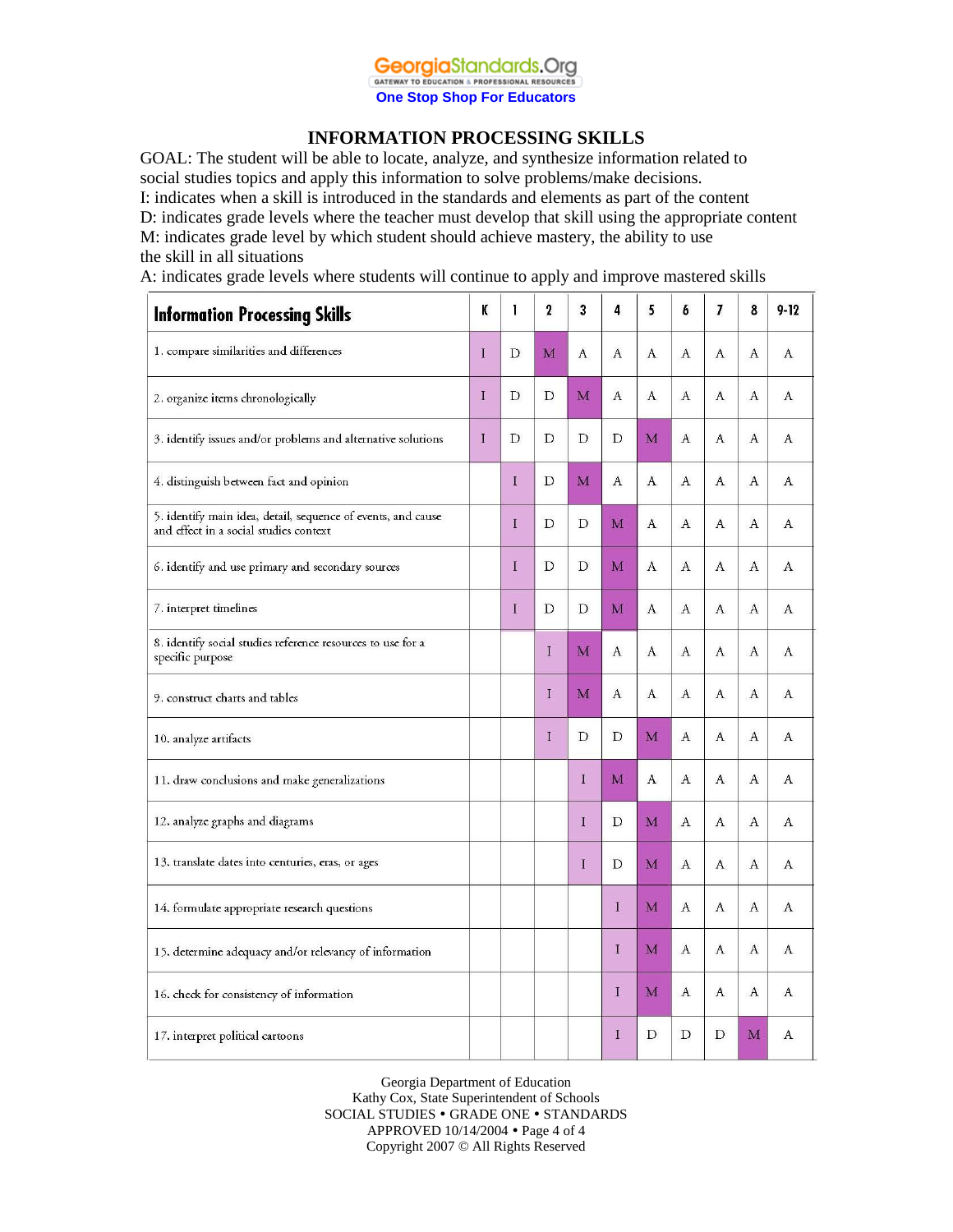GeorgiaStandards.Org
GATEWAY TO EDUCATION & PROFESSIONAL RESOURCES
One Stop Shop For Educators

## INFORMATION PROCESSING SKILLS

GOAL: The student will be able to locate, analyze, and synthesize information related to social studies topics and apply this information to solve problems/make decisions.
I: indicates when a skill is introduced in the standards and elements as part of the content
D: indicates grade levels where the teacher must develop that skill using the appropriate content
M: indicates grade level by which student should achieve mastery, the ability to use the skill in all situations
A: indicates grade levels where students will continue to apply and improve mastered skills

| Information Processing Skills | K | 1 | 2 | 3 | 4 | 5 | 6 | 7 | 8 | 9-12 |
|---|---|---|---|---|---|---|---|---|---|---|
| 1. compare similarities and differences | I | D | M | A | A | A | A | A | A | A |
| 2. organize items chronologically | I | D | D | M | A | A | A | A | A | A |
| 3. identify issues and/or problems and alternative solutions | I | D | D | D | D | M | A | A | A | A |
| 4. distinguish between fact and opinion | | I | D | M | A | A | A | A | A | A |
| 5. identify main idea, detail, sequence of events, and cause and effect in a social studies context | | I | D | D | M | A | A | A | A | A |
| 6. identify and use primary and secondary sources | | I | D | D | M | A | A | A | A | A |
| 7. interpret timelines | | I | D | D | M | A | A | A | A | A |
| 8. identify social studies reference resources to use for a specific purpose | | | I | M | A | A | A | A | A | A |
| 9. construct charts and tables | | | I | M | A | A | A | A | A | A |
| 10. analyze artifacts | | | I | D | D | M | A | A | A | A |
| 11. draw conclusions and make generalizations | | | | I | M | A | A | A | A | A |
| 12. analyze graphs and diagrams | | | | I | D | M | A | A | A | A |
| 13. translate dates into centuries, eras, or ages | | | | I | D | M | A | A | A | A |
| 14. formulate appropriate research questions | | | | | I | M | A | A | A | A |
| 15. determine adequacy and/or relevancy of information | | | | | I | M | A | A | A | A |
| 16. check for consistency of information | | | | | I | M | A | A | A | A |
| 17. interpret political cartoons | | | | | I | D | D | D | M | A |

Georgia Department of Education
Kathy Cox, State Superintendent of Schools
SOCIAL STUDIES • GRADE ONE • STANDARDS
APPROVED 10/14/2004
Copyright 2007 © All Rights Reserved